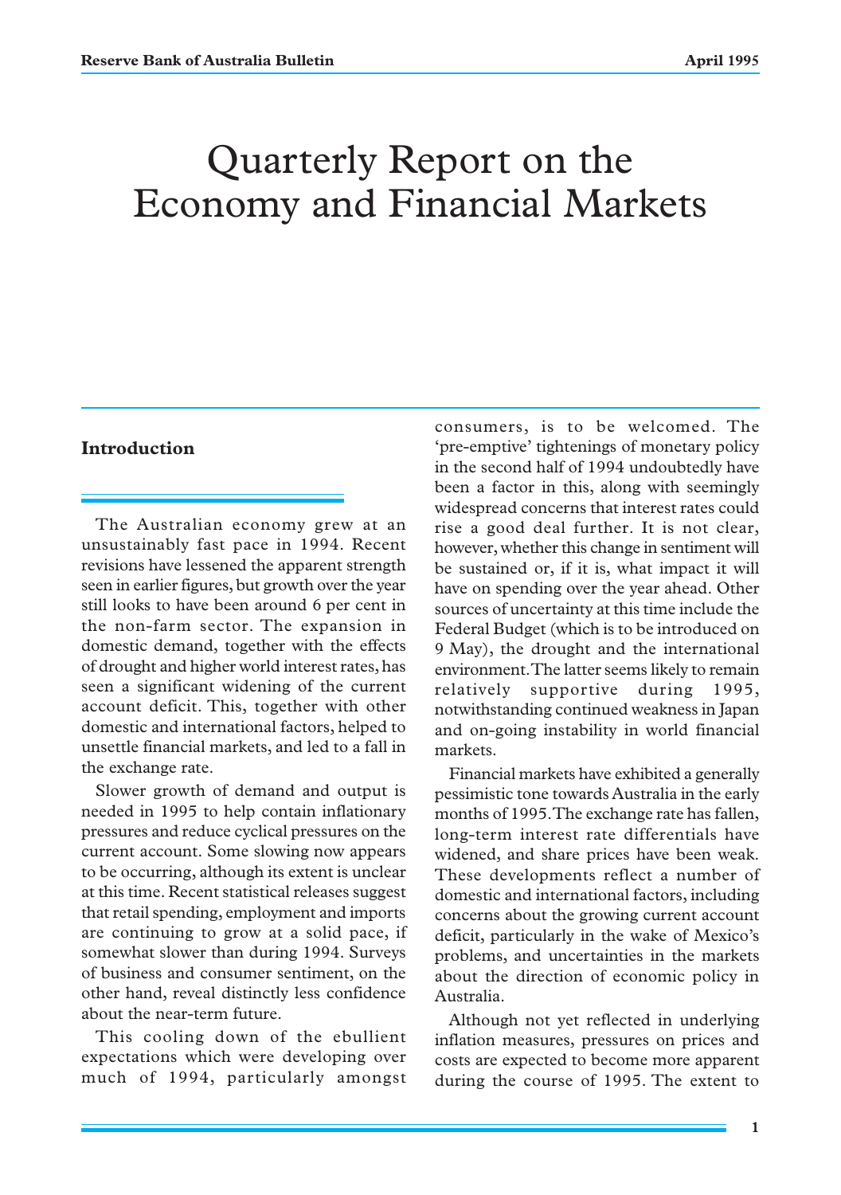# Quarterly Report on the Economy and Financial Markets

## Introduction

The Australian economy grew at an unsustainably fast pace in 1994. Recent revisions have lessened the apparent strength seen in earlier figures, but growth over the year still looks to have been around 6 per cent in the non-farm sector. The expansion in domestic demand, together with the effects of drought and higher world interest rates, has seen a significant widening of the current account deficit. This, together with other domestic and international factors, helped to unsettle financial markets, and led to a fall in the exchange rate.

Slower growth of demand and output is needed in 1995 to help contain inflationary pressures and reduce cyclical pressures on the current account. Some slowing now appears to be occurring, although its extent is unclear at this time. Recent statistical releases suggest that retail spending, employment and imports are continuing to grow at a solid pace, if somewhat slower than during 1994. Surveys of business and consumer sentiment, on the other hand, reveal distinctly less confidence about the near-term future.

This cooling down of the ebullient expectations which were developing over much of 1994, particularly amongst consumers, is to be welcomed. The 'pre-emptive' tightenings of monetary policy in the second half of 1994 undoubtedly have been a factor in this, along with seemingly widespread concerns that interest rates could rise a good deal further. It is not clear, however, whether this change in sentiment will be sustained or, if it is, what impact it will have on spending over the year ahead. Other sources of uncertainty at this time include the Federal Budget (which is to be introduced on 9 May), the drought and the international environment. The latter seems likely to remain relatively supportive during 1995, notwithstanding continued weakness in Japan and on-going instability in world financial markets.

Financial markets have exhibited a generally pessimistic tone towards Australia in the early months of 1995. The exchange rate has fallen, long-term interest rate differentials have widened, and share prices have been weak. These developments reflect a number of domestic and international factors, including concerns about the growing current account deficit, particularly in the wake of Mexico's problems, and uncertainties in the markets about the direction of economic policy in Australia.

Although not yet reflected in underlying inflation measures, pressures on prices and costs are expected to become more apparent during the course of 1995. The extent to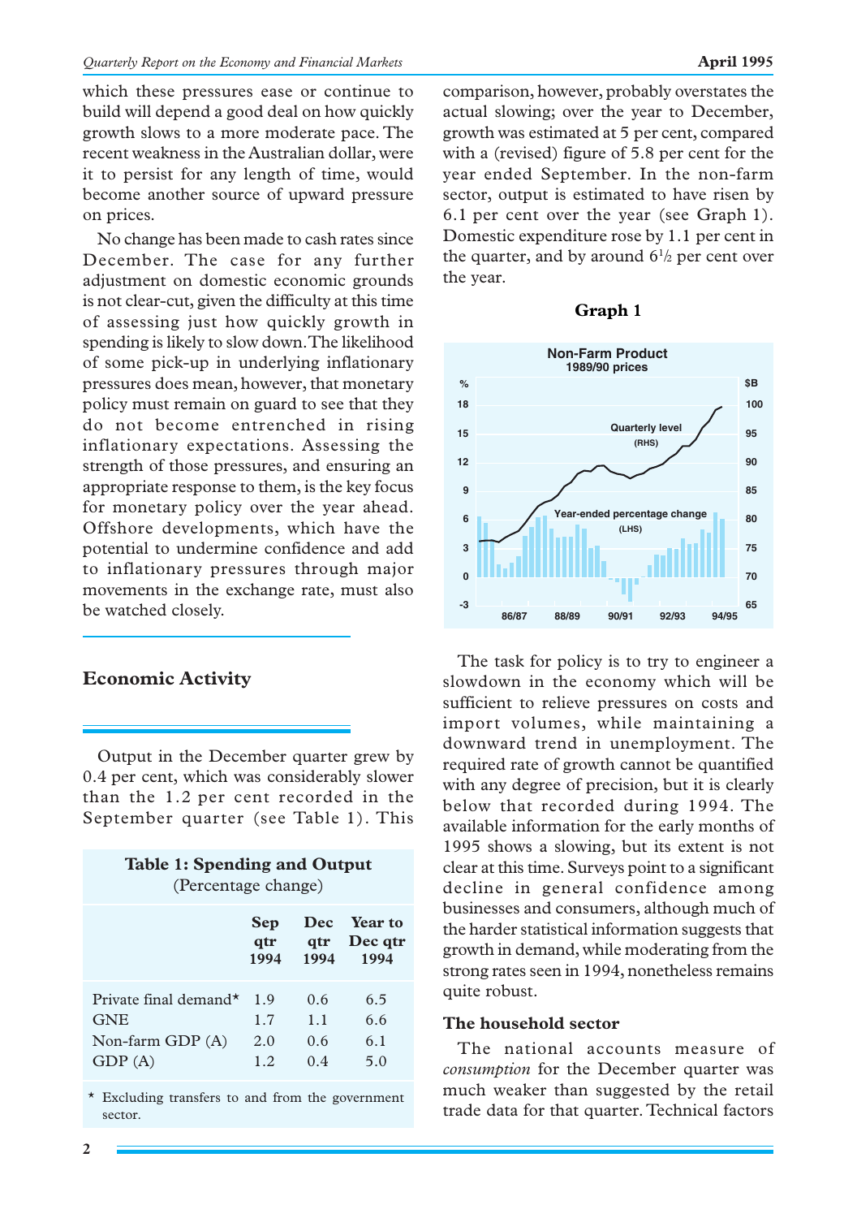which these pressures ease or continue to build will depend a good deal on how quickly growth slows to a more moderate pace. The recent weakness in the Australian dollar, were it to persist for any length of time, would become another source of upward pressure on prices.

No change has been made to cash rates since December. The case for any further adjustment on domestic economic grounds is not clear-cut, given the difficulty at this time of assessing just how quickly growth in spending is likely to slow down. The likelihood of some pick-up in underlying inflationary pressures does mean, however, that monetary policy must remain on guard to see that they do not become entrenched in rising inflationary expectations. Assessing the strength of those pressures, and ensuring an appropriate response to them, is the key focus for monetary policy over the year ahead. Offshore developments, which have the potential to undermine confidence and add to inflationary pressures through major movements in the exchange rate, must also be watched closely.

## Economic Activity

Output in the December quarter grew by 0.4 per cent, which was considerably slower than the 1.2 per cent recorded in the September quarter (see Table 1). This comparison, however, probably overstates the actual slowing; over the year to December, growth was estimated at 5 per cent, compared with a (revised) figure of 5.8 per cent for the year ended September. In the non-farm sector, output is estimated to have risen by 6.1 per cent over the year (see Graph 1). Domestic expenditure rose by 1.1 per cent in the quarter, and by around 6½ per cent over the year.

**Table 1: Spending and Output**
(Percentage change)

| | Sep qtr 1994 | Dec qtr 1994 | Year to Dec qtr 1994 |
|---|---|---|---|
| Private final demand* | 1.9 | 0.6 | 6.5 |
| GNE | 1.7 | 1.1 | 6.6 |
| Non-farm GDP (A) | 2.0 | 0.6 | 6.1 |
| GDP (A) | 1.2 | 0.4 | 5.0 |

\* Excluding transfers to and from the government sector.

**Graph 1**

Non-Farm Product
1989/90 prices

The task for policy is to try to engineer a slowdown in the economy which will be sufficient to relieve pressures on costs and import volumes, while maintaining a downward trend in unemployment. The required rate of growth cannot be quantified with any degree of precision, but it is clearly below that recorded during 1994. The available information for the early months of 1995 shows a slowing, but its extent is not clear at this time. Surveys point to a significant decline in general confidence among businesses and consumers, although much of the harder statistical information suggests that growth in demand, while moderating from the strong rates seen in 1994, nonetheless remains quite robust.

### The household sector

The national accounts measure of *consumption* for the December quarter was much weaker than suggested by the retail trade data for that quarter. Technical factors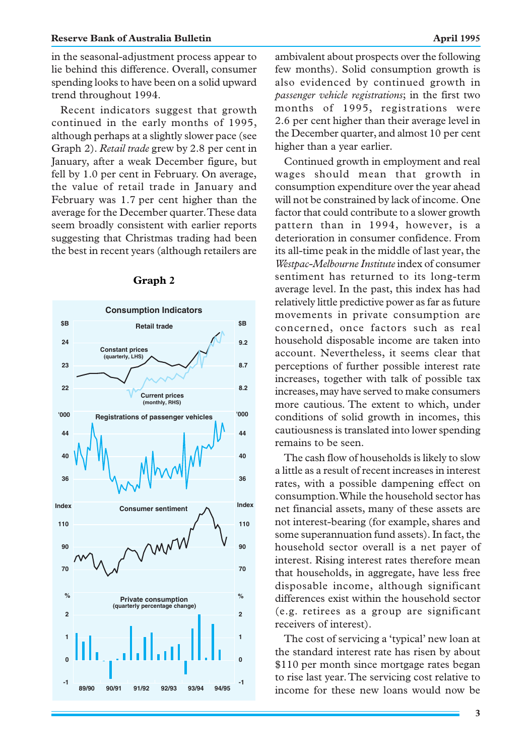in the seasonal-adjustment process appear to lie behind this difference. Overall, consumer spending looks to have been on a solid upward trend throughout 1994.

Recent indicators suggest that growth continued in the early months of 1995, although perhaps at a slightly slower pace (see Graph 2). *Retail trade* grew by 2.8 per cent in January, after a weak December figure, but fell by 1.0 per cent in February. On average, the value of retail trade in January and February was 1.7 per cent higher than the average for the December quarter. These data seem broadly consistent with earlier reports suggesting that Christmas trading had been the best in recent years (although retailers are ambivalent about prospects over the following few months). Solid consumption growth is also evidenced by continued growth in *passenger vehicle registrations*; in the first two months of 1995, registrations were 2.6 per cent higher than their average level in the December quarter, and almost 10 per cent higher than a year earlier.

**Graph 2**

Continued growth in employment and real wages should mean that growth in consumption expenditure over the year ahead will not be constrained by lack of income. One factor that could contribute to a slower growth pattern than in 1994, however, is a deterioration in consumer confidence. From its all-time peak in the middle of last year, the *Westpac-Melbourne Institute* index of consumer sentiment has returned to its long-term average level. In the past, this index has had relatively little predictive power as far as future movements in private consumption are concerned, once factors such as real household disposable income are taken into account. Nevertheless, it seems clear that perceptions of further possible interest rate increases, together with talk of possible tax increases, may have served to make consumers more cautious. The extent to which, under conditions of solid growth in incomes, this cautiousness is translated into lower spending remains to be seen.

The cash flow of households is likely to slow a little as a result of recent increases in interest rates, with a possible dampening effect on consumption. While the household sector has net financial assets, many of these assets are not interest-bearing (for example, shares and some superannuation fund assets). In fact, the household sector overall is a net payer of interest. Rising interest rates therefore mean that households, in aggregate, have less free disposable income, although significant differences exist within the household sector (e.g. retirees as a group are significant receivers of interest).

The cost of servicing a 'typical' new loan at the standard interest rate has risen by about $110 per month since mortgage rates began to rise last year. The servicing cost relative to income for these new loans would now be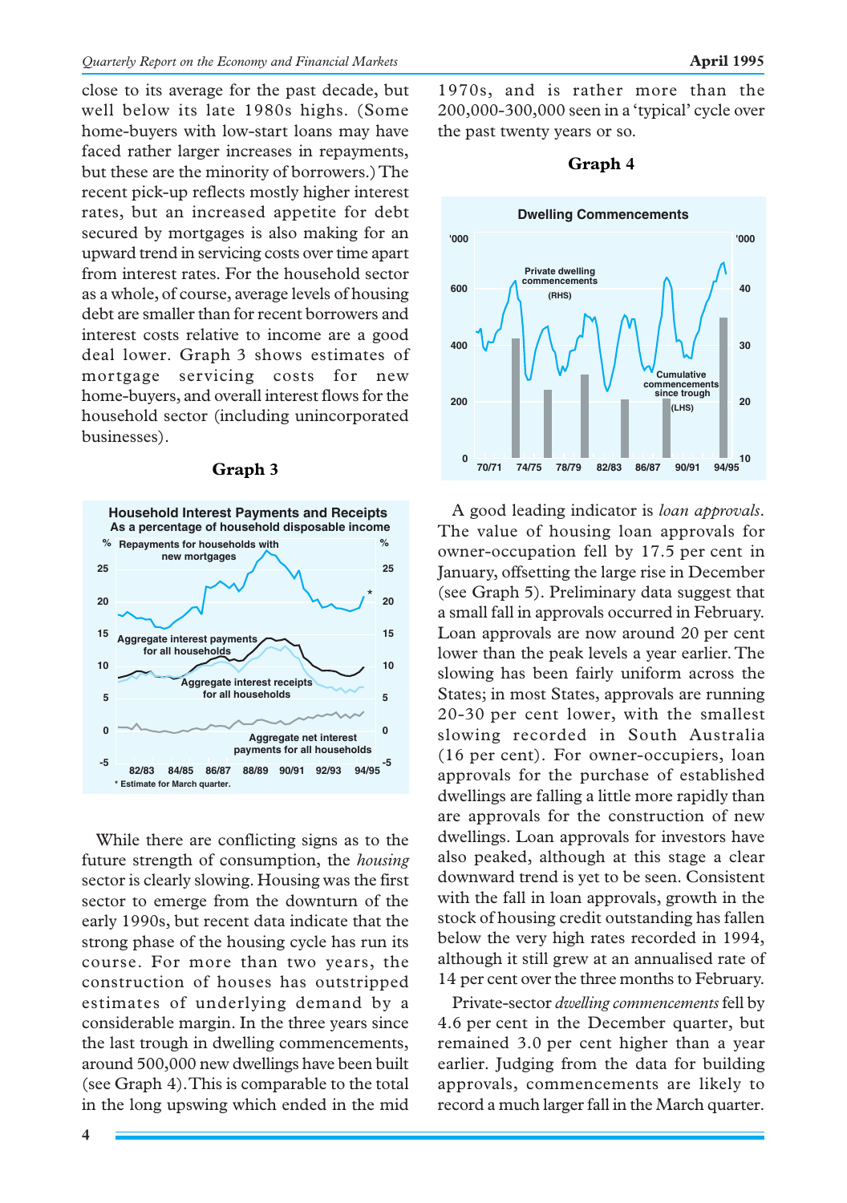close to its average for the past decade, but well below its late 1980s highs. (Some home-buyers with low-start loans may have faced rather larger increases in repayments, but these are the minority of borrowers.) The recent pick-up reflects mostly higher interest rates, but an increased appetite for debt secured by mortgages is also making for an upward trend in servicing costs over time apart from interest rates. For the household sector as a whole, of course, average levels of housing debt are smaller than for recent borrowers and interest costs relative to income are a good deal lower. Graph 3 shows estimates of mortgage servicing costs for new home-buyers, and overall interest flows for the household sector (including unincorporated businesses).

**Graph 3**

**Household Interest Payments and Receipts**
**As a percentage of household disposable income**

\* Estimate for March quarter.

While there are conflicting signs as to the future strength of consumption, the *housing* sector is clearly slowing. Housing was the first sector to emerge from the downturn of the early 1990s, but recent data indicate that the strong phase of the housing cycle has run its course. For more than two years, the construction of houses has outstripped estimates of underlying demand by a considerable margin. In the three years since the last trough in dwelling commencements, around 500,000 new dwellings have been built (see Graph 4). This is comparable to the total in the long upswing which ended in the mid 1970s, and is rather more than the 200,000-300,000 seen in a 'typical' cycle over the past twenty years or so.

**Graph 4**

**Dwelling Commencements**

A good leading indicator is *loan approvals*. The value of housing loan approvals for owner-occupation fell by 17.5 per cent in January, offsetting the large rise in December (see Graph 5). Preliminary data suggest that a small fall in approvals occurred in February. Loan approvals are now around 20 per cent lower than the peak levels a year earlier. The slowing has been fairly uniform across the States; in most States, approvals are running 20-30 per cent lower, with the smallest slowing recorded in South Australia (16 per cent). For owner-occupiers, loan approvals for the purchase of established dwellings are falling a little more rapidly than are approvals for the construction of new dwellings. Loan approvals for investors have also peaked, although at this stage a clear downward trend is yet to be seen. Consistent with the fall in loan approvals, growth in the stock of housing credit outstanding has fallen below the very high rates recorded in 1994, although it still grew at an annualised rate of 14 per cent over the three months to February.

Private-sector *dwelling commencements* fell by 4.6 per cent in the December quarter, but remained 3.0 per cent higher than a year earlier. Judging from the data for building approvals, commencements are likely to record a much larger fall in the March quarter.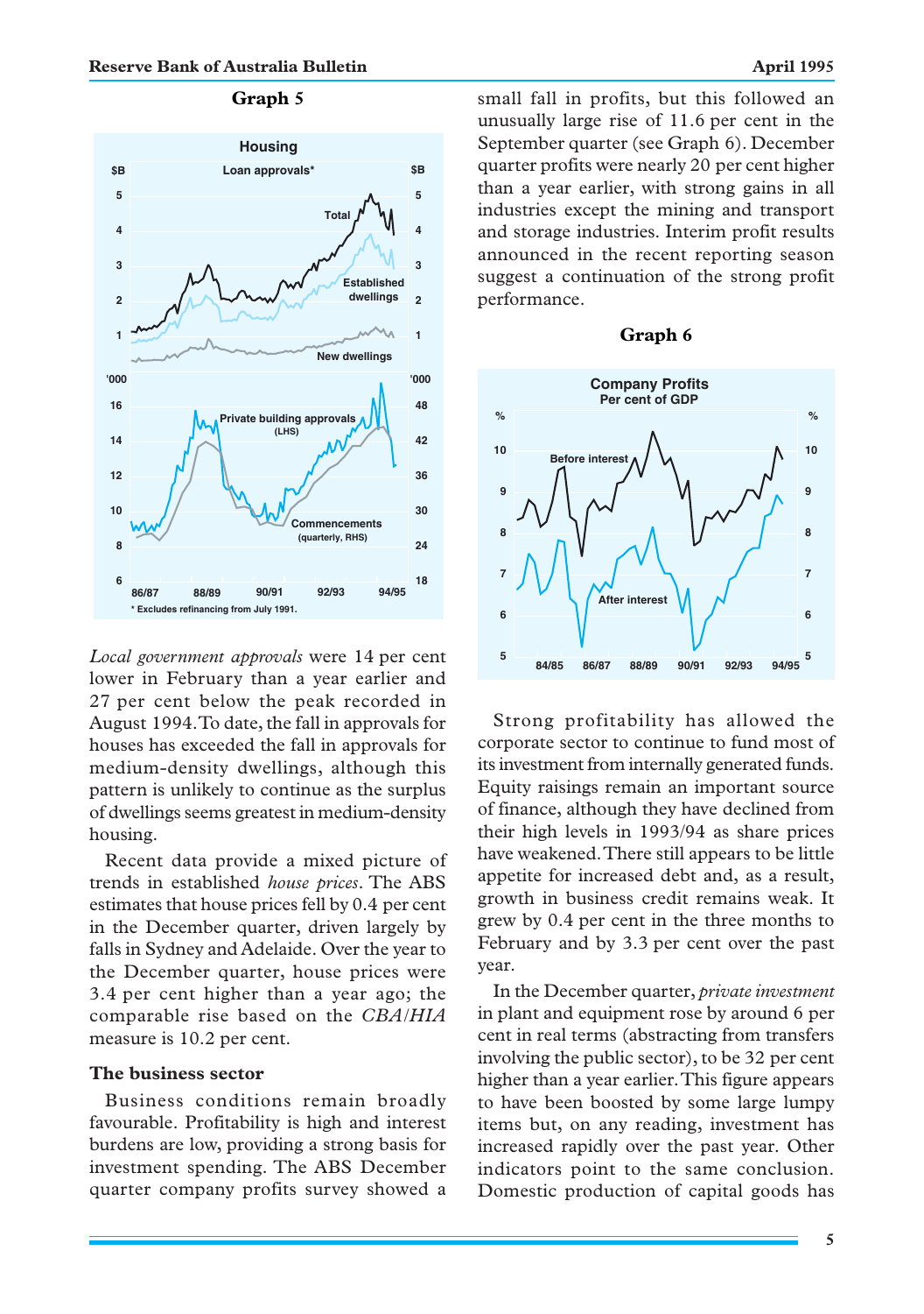**Graph 5**

**Graph 6**

*Local government approvals* were 14 per cent lower in February than a year earlier and 27 per cent below the peak recorded in August 1994. To date, the fall in approvals for houses has exceeded the fall in approvals for medium-density dwellings, although this pattern is unlikely to continue as the surplus of dwellings seems greatest in medium-density housing.

Recent data provide a mixed picture of trends in established *house prices*. The ABS estimates that house prices fell by 0.4 per cent in the December quarter, driven largely by falls in Sydney and Adelaide. Over the year to the December quarter, house prices were 3.4 per cent higher than a year ago; the comparable rise based on the *CBA/HIA* measure is 10.2 per cent.

### The business sector

Business conditions remain broadly favourable. Profitability is high and interest burdens are low, providing a strong basis for investment spending. The ABS December quarter company profits survey showed a small fall in profits, but this followed an unusually large rise of 11.6 per cent in the September quarter (see Graph 6). December quarter profits were nearly 20 per cent higher than a year earlier, with strong gains in all industries except the mining and transport and storage industries. Interim profit results announced in the recent reporting season suggest a continuation of the strong profit performance.

Strong profitability has allowed the corporate sector to continue to fund most of its investment from internally generated funds. Equity raisings remain an important source of finance, although they have declined from their high levels in 1993/94 as share prices have weakened. There still appears to be little appetite for increased debt and, as a result, growth in business credit remains weak. It grew by 0.4 per cent in the three months to February and by 3.3 per cent over the past year.

In the December quarter, *private investment* in plant and equipment rose by around 6 per cent in real terms (abstracting from transfers involving the public sector), to be 32 per cent higher than a year earlier. This figure appears to have been boosted by some large lumpy items but, on any reading, investment has increased rapidly over the past year. Other indicators point to the same conclusion. Domestic production of capital goods has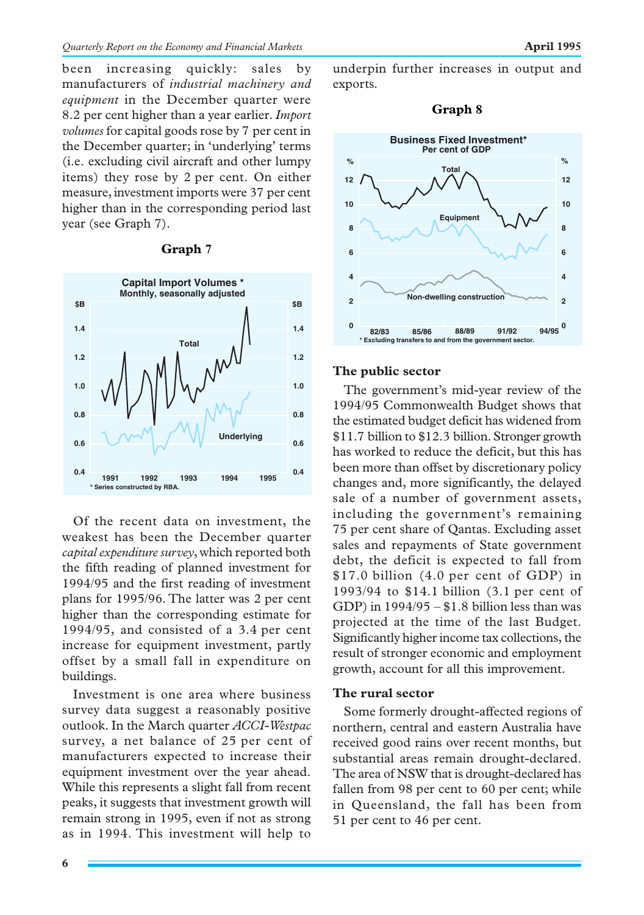been increasing quickly: sales by manufacturers of *industrial machinery and equipment* in the December quarter were 8.2 per cent higher than a year earlier. *Import volumes* for capital goods rose by 7 per cent in the December quarter; in 'underlying' terms (i.e. excluding civil aircraft and other lumpy items) they rose by 2 per cent. On either measure, investment imports were 37 per cent higher than in the corresponding period last year (see Graph 7).

**Graph 7**

Capital Import Volumes *
Monthly, seasonally adjusted

\* Series constructed by RBA.

Of the recent data on investment, the weakest has been the December quarter *capital expenditure survey*, which reported both the fifth reading of planned investment for 1994/95 and the first reading of investment plans for 1995/96. The latter was 2 per cent higher than the corresponding estimate for 1994/95, and consisted of a 3.4 per cent increase for equipment investment, partly offset by a small fall in expenditure on buildings.

Investment is one area where business survey data suggest a reasonably positive outlook. In the March quarter *ACCI-Westpac* survey, a net balance of 25 per cent of manufacturers expected to increase their equipment investment over the year ahead. While this represents a slight fall from recent peaks, it suggests that investment growth will remain strong in 1995, even if not as strong as in 1994. This investment will help to underpin further increases in output and exports.

**Graph 8**

Business Fixed Investment*
Per cent of GDP

\* Excluding transfers to and from the government sector.

## The public sector

The government's mid-year review of the 1994/95 Commonwealth Budget shows that the estimated budget deficit has widened from $11.7 billion to $12.3 billion. Stronger growth has worked to reduce the deficit, but this has been more than offset by discretionary policy changes and, more significantly, the delayed sale of a number of government assets, including the government's remaining 75 per cent share of Qantas. Excluding asset sales and repayments of State government debt, the deficit is expected to fall from $17.0 billion (4.0 per cent of GDP) in 1993/94 to $14.1 billion (3.1 per cent of GDP) in 1994/95 – $1.8 billion less than was projected at the time of the last Budget. Significantly higher income tax collections, the result of stronger economic and employment growth, account for all this improvement.

## The rural sector

Some formerly drought-affected regions of northern, central and eastern Australia have received good rains over recent months, but substantial areas remain drought-declared. The area of NSW that is drought-declared has fallen from 98 per cent to 60 per cent; while in Queensland, the fall has been from 51 per cent to 46 per cent.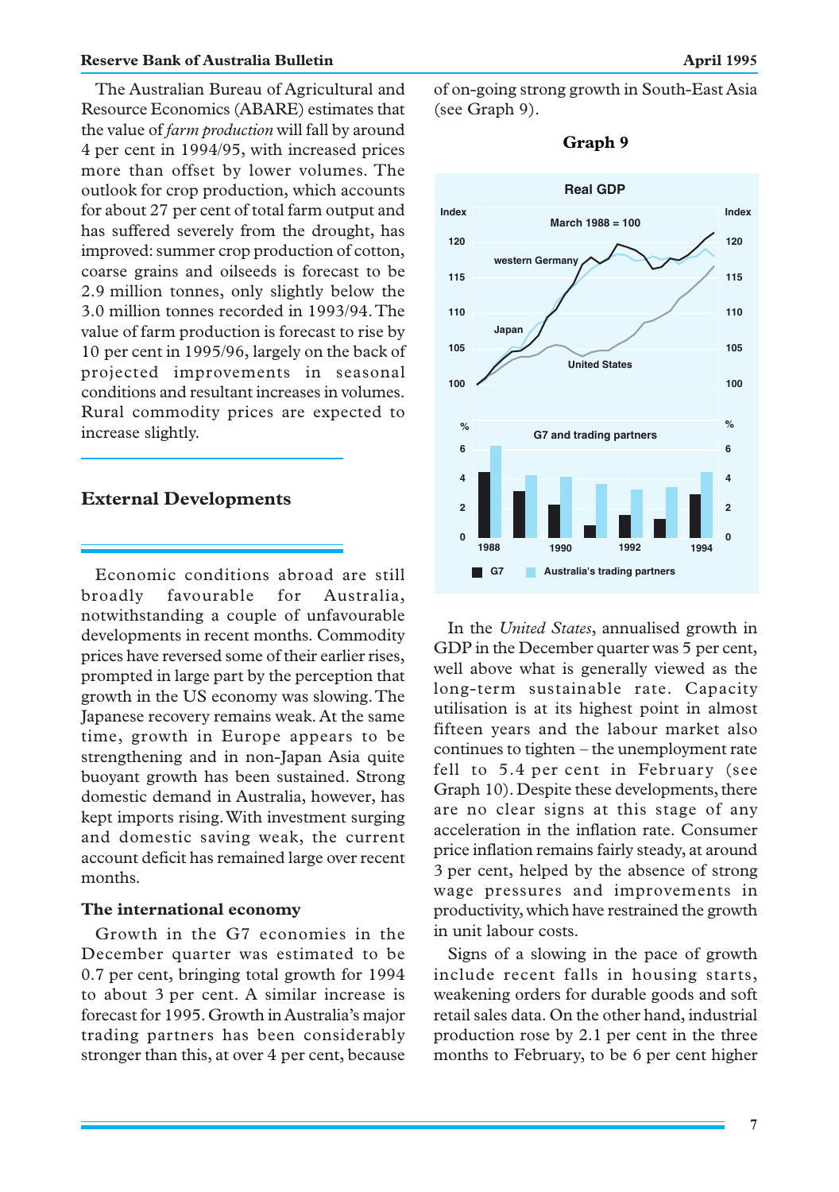The Australian Bureau of Agricultural and Resource Economics (ABARE) estimates that the value of *farm production* will fall by around 4 per cent in 1994/95, with increased prices more than offset by lower volumes. The outlook for crop production, which accounts for about 27 per cent of total farm output and has suffered severely from the drought, has improved: summer crop production of cotton, coarse grains and oilseeds is forecast to be 2.9 million tonnes, only slightly below the 3.0 million tonnes recorded in 1993/94. The value of farm production is forecast to rise by 10 per cent in 1995/96, largely on the back of projected improvements in seasonal conditions and resultant increases in volumes. Rural commodity prices are expected to increase slightly.

## External Developments

Economic conditions abroad are still broadly favourable for Australia, notwithstanding a couple of unfavourable developments in recent months. Commodity prices have reversed some of their earlier rises, prompted in large part by the perception that growth in the US economy was slowing. The Japanese recovery remains weak. At the same time, growth in Europe appears to be strengthening and in non-Japan Asia quite buoyant growth has been sustained. Strong domestic demand in Australia, however, has kept imports rising. With investment surging and domestic saving weak, the current account deficit has remained large over recent months.

### The international economy

Growth in the G7 economies in the December quarter was estimated to be 0.7 per cent, bringing total growth for 1994 to about 3 per cent. A similar increase is forecast for 1995. Growth in Australia's major trading partners has been considerably stronger than this, at over 4 per cent, because of on-going strong growth in South-East Asia (see Graph 9).

**Graph 9**

In the *United States*, annualised growth in GDP in the December quarter was 5 per cent, well above what is generally viewed as the long-term sustainable rate. Capacity utilisation is at its highest point in almost fifteen years and the labour market also continues to tighten – the unemployment rate fell to 5.4 per cent in February (see Graph 10). Despite these developments, there are no clear signs at this stage of any acceleration in the inflation rate. Consumer price inflation remains fairly steady, at around 3 per cent, helped by the absence of strong wage pressures and improvements in productivity, which have restrained the growth in unit labour costs.

Signs of a slowing in the pace of growth include recent falls in housing starts, weakening orders for durable goods and soft retail sales data. On the other hand, industrial production rose by 2.1 per cent in the three months to February, to be 6 per cent higher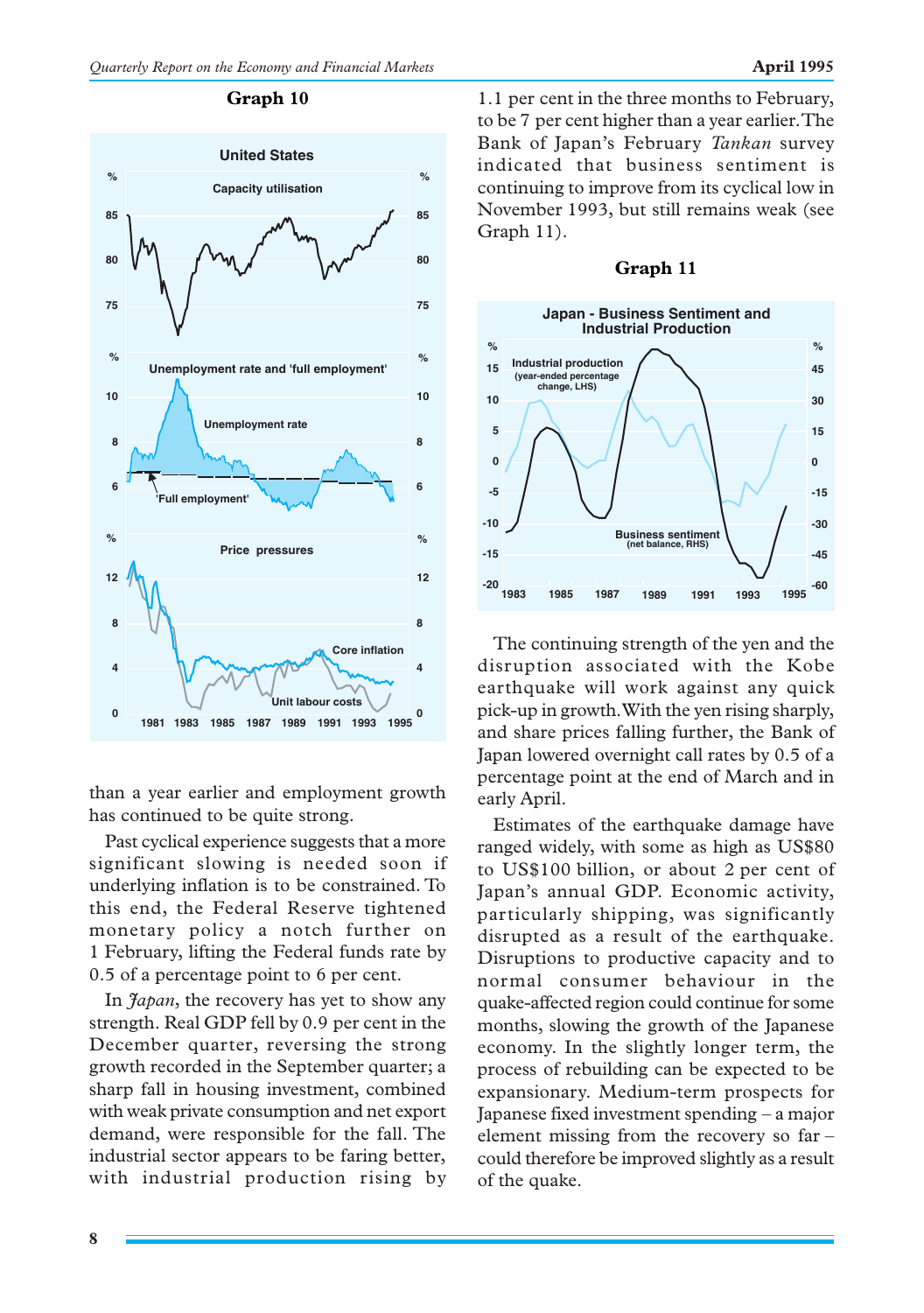**Graph 10**

United States

Capacity utilisation

Unemployment rate and 'full employment'

Price pressures

**Graph 11**

Japan - Business Sentiment and Industrial Production

than a year earlier and employment growth has continued to be quite strong.

Past cyclical experience suggests that a more significant slowing is needed soon if underlying inflation is to be constrained. To this end, the Federal Reserve tightened monetary policy a notch further on 1 February, lifting the Federal funds rate by 0.5 of a percentage point to 6 per cent.

In *Japan*, the recovery has yet to show any strength. Real GDP fell by 0.9 per cent in the December quarter, reversing the strong growth recorded in the September quarter; a sharp fall in housing investment, combined with weak private consumption and net export demand, were responsible for the fall. The industrial sector appears to be faring better, with industrial production rising by 1.1 per cent in the three months to February, to be 7 per cent higher than a year earlier. The Bank of Japan's February *Tankan* survey indicated that business sentiment is continuing to improve from its cyclical low in November 1993, but still remains weak (see Graph 11).

The continuing strength of the yen and the disruption associated with the Kobe earthquake will work against any quick pick-up in growth. With the yen rising sharply, and share prices falling further, the Bank of Japan lowered overnight call rates by 0.5 of a percentage point at the end of March and in early April.

Estimates of the earthquake damage have ranged widely, with some as high as US$80 to US$100 billion, or about 2 per cent of Japan's annual GDP. Economic activity, particularly shipping, was significantly disrupted as a result of the earthquake. Disruptions to productive capacity and to normal consumer behaviour in the quake-affected region could continue for some months, slowing the growth of the Japanese economy. In the slightly longer term, the process of rebuilding can be expected to be expansionary. Medium-term prospects for Japanese fixed investment spending – a major element missing from the recovery so far – could therefore be improved slightly as a result of the quake.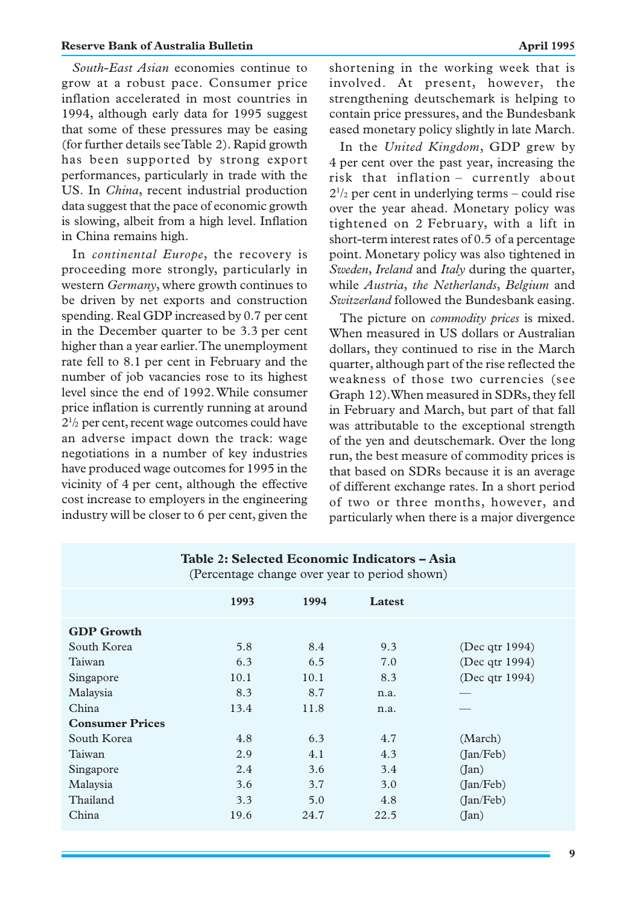*South-East Asian* economies continue to grow at a robust pace. Consumer price inflation accelerated in most countries in 1994, although early data for 1995 suggest that some of these pressures may be easing (for further details see Table 2). Rapid growth has been supported by strong export performances, particularly in trade with the US. In *China*, recent industrial production data suggest that the pace of economic growth is slowing, albeit from a high level. Inflation in China remains high.

In *continental Europe*, the recovery is proceeding more strongly, particularly in western *Germany*, where growth continues to be driven by net exports and construction spending. Real GDP increased by 0.7 per cent in the December quarter to be 3.3 per cent higher than a year earlier. The unemployment rate fell to 8.1 per cent in February and the number of job vacancies rose to its highest level since the end of 1992. While consumer price inflation is currently running at around $2^1/_2$ per cent, recent wage outcomes could have an adverse impact down the track: wage negotiations in a number of key industries have produced wage outcomes for 1995 in the vicinity of 4 per cent, although the effective cost increase to employers in the engineering industry will be closer to 6 per cent, given the shortening in the working week that is involved. At present, however, the strengthening deutschemark is helping to contain price pressures, and the Bundesbank eased monetary policy slightly in late March.

In the *United Kingdom*, GDP grew by 4 per cent over the past year, increasing the risk that inflation – currently about $2^1/_2$ per cent in underlying terms – could rise over the year ahead. Monetary policy was tightened on 2 February, with a lift in short-term interest rates of 0.5 of a percentage point. Monetary policy was also tightened in *Sweden*, *Ireland* and *Italy* during the quarter, while *Austria*, *the Netherlands*, *Belgium* and *Switzerland* followed the Bundesbank easing.

The picture on *commodity prices* is mixed. When measured in US dollars or Australian dollars, they continued to rise in the March quarter, although part of the rise reflected the weakness of those two currencies (see Graph 12). When measured in SDRs, they fell in February and March, but part of that fall was attributable to the exceptional strength of the yen and deutschemark. Over the long run, the best measure of commodity prices is that based on SDRs because it is an average of different exchange rates. In a short period of two or three months, however, and particularly when there is a major divergence

**Table 2: Selected Economic Indicators – Asia**
(Percentage change over year to period shown)

| | 1993 | 1994 | Latest | |
|---|---|---|---|---|
| **GDP Growth** | | | | |
| South Korea | 5.8 | 8.4 | 9.3 | (Dec qtr 1994) |
| Taiwan | 6.3 | 6.5 | 7.0 | (Dec qtr 1994) |
| Singapore | 10.1 | 10.1 | 8.3 | (Dec qtr 1994) |
| Malaysia | 8.3 | 8.7 | n.a. | — |
| China | 13.4 | 11.8 | n.a. | — |
| **Consumer Prices** | | | | |
| South Korea | 4.8 | 6.3 | 4.7 | (March) |
| Taiwan | 2.9 | 4.1 | 4.3 | (Jan/Feb) |
| Singapore | 2.4 | 3.6 | 3.4 | (Jan) |
| Malaysia | 3.6 | 3.7 | 3.0 | (Jan/Feb) |
| Thailand | 3.3 | 5.0 | 4.8 | (Jan/Feb) |
| China | 19.6 | 24.7 | 22.5 | (Jan) |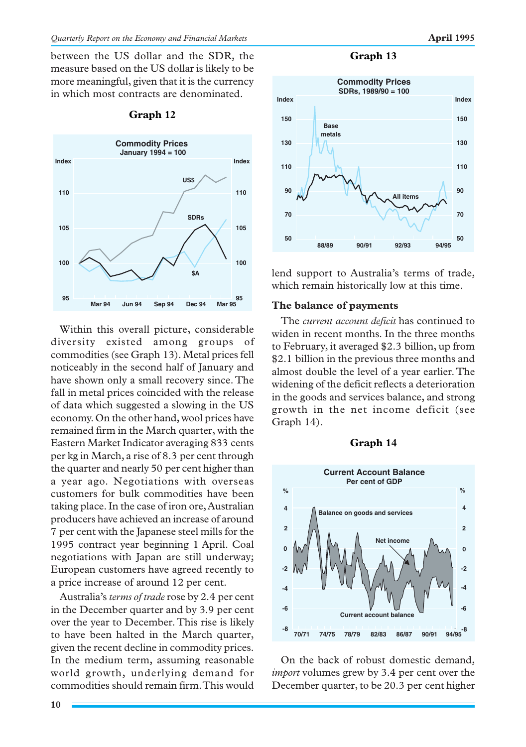between the US dollar and the SDR, the measure based on the US dollar is likely to be more meaningful, given that it is the currency in which most contracts are denominated.

**Graph 12**

Commodity Prices
January 1994 = 100

Within this overall picture, considerable diversity existed among groups of commodities (see Graph 13). Metal prices fell noticeably in the second half of January and have shown only a small recovery since. The fall in metal prices coincided with the release of data which suggested a slowing in the US economy. On the other hand, wool prices have remained firm in the March quarter, with the Eastern Market Indicator averaging 833 cents per kg in March, a rise of 8.3 per cent through the quarter and nearly 50 per cent higher than a year ago. Negotiations with overseas customers for bulk commodities have been taking place. In the case of iron ore, Australian producers have achieved an increase of around 7 per cent with the Japanese steel mills for the 1995 contract year beginning 1 April. Coal negotiations with Japan are still underway; European customers have agreed recently to a price increase of around 12 per cent.

Australia's *terms of trade* rose by 2.4 per cent in the December quarter and by 3.9 per cent over the year to December. This rise is likely to have been halted in the March quarter, given the recent decline in commodity prices. In the medium term, assuming reasonable world growth, underlying demand for commodities should remain firm. This would

**Graph 13**

Commodity Prices
SDRs, 1989/90 = 100

lend support to Australia's terms of trade, which remain historically low at this time.

## The balance of payments

The *current account deficit* has continued to widen in recent months. In the three months to February, it averaged $2.3 billion, up from $2.1 billion in the previous three months and almost double the level of a year earlier. The widening of the deficit reflects a deterioration in the goods and services balance, and strong growth in the net income deficit (see Graph 14).

**Graph 14**

Current Account Balance
Per cent of GDP

On the back of robust domestic demand, *import* volumes grew by 3.4 per cent over the December quarter, to be 20.3 per cent higher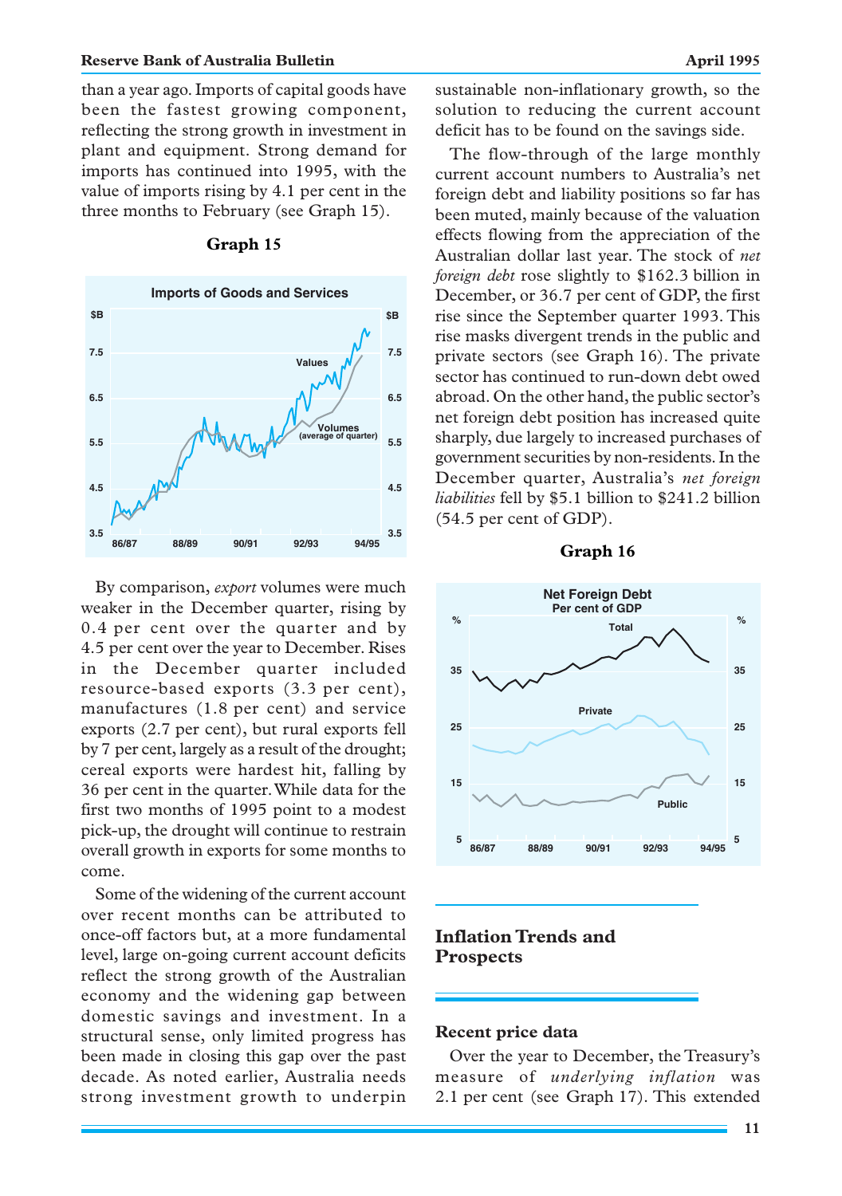than a year ago. Imports of capital goods have been the fastest growing component, reflecting the strong growth in investment in plant and equipment. Strong demand for imports has continued into 1995, with the value of imports rising by 4.1 per cent in the three months to February (see Graph 15).

**Graph 15**

By comparison, *export* volumes were much weaker in the December quarter, rising by 0.4 per cent over the quarter and by 4.5 per cent over the year to December. Rises in the December quarter included resource-based exports (3.3 per cent), manufactures (1.8 per cent) and service exports (2.7 per cent), but rural exports fell by 7 per cent, largely as a result of the drought; cereal exports were hardest hit, falling by 36 per cent in the quarter. While data for the first two months of 1995 point to a modest pick-up, the drought will continue to restrain overall growth in exports for some months to come.

Some of the widening of the current account over recent months can be attributed to once-off factors but, at a more fundamental level, large on-going current account deficits reflect the strong growth of the Australian economy and the widening gap between domestic savings and investment. In a structural sense, only limited progress has been made in closing this gap over the past decade. As noted earlier, Australia needs strong investment growth to underpin sustainable non-inflationary growth, so the solution to reducing the current account deficit has to be found on the savings side.

The flow-through of the large monthly current account numbers to Australia's net foreign debt and liability positions so far has been muted, mainly because of the valuation effects flowing from the appreciation of the Australian dollar last year. The stock of *net foreign debt* rose slightly to $162.3 billion in December, or 36.7 per cent of GDP, the first rise since the September quarter 1993. This rise masks divergent trends in the public and private sectors (see Graph 16). The private sector has continued to run-down debt owed abroad. On the other hand, the public sector's net foreign debt position has increased quite sharply, due largely to increased purchases of government securities by non-residents. In the December quarter, Australia's *net foreign liabilities* fell by $5.1 billion to $241.2 billion (54.5 per cent of GDP).

**Graph 16**

## Inflation Trends and Prospects

### Recent price data

Over the year to December, the Treasury's measure of *underlying inflation* was 2.1 per cent (see Graph 17). This extended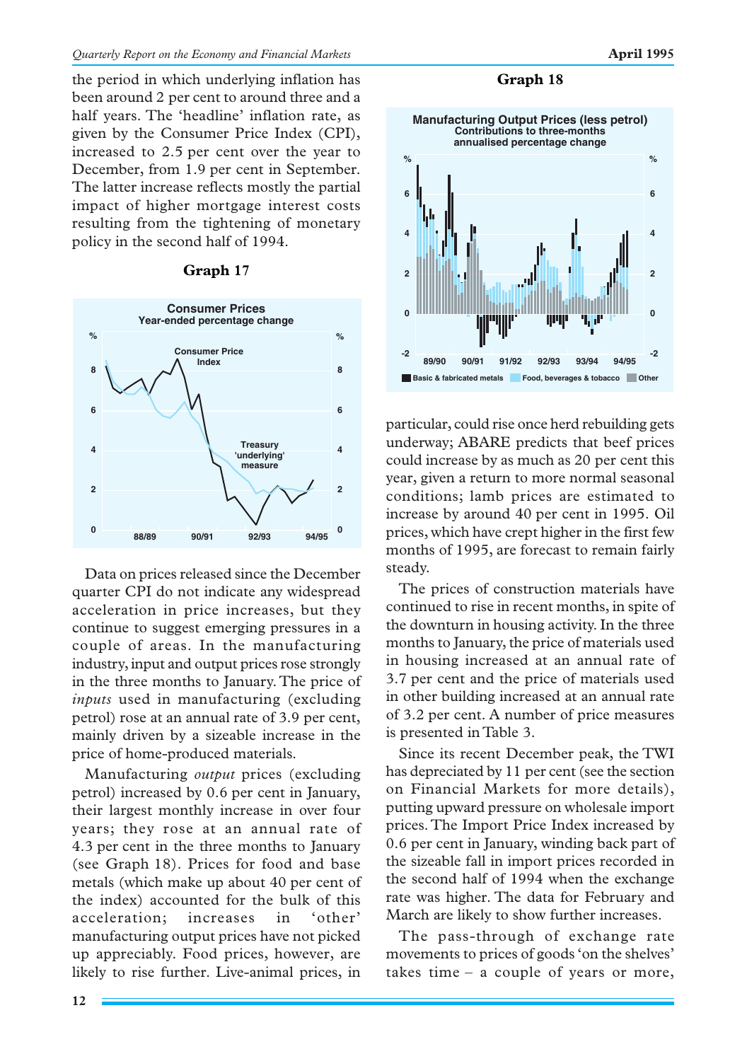the period in which underlying inflation has been around 2 per cent to around three and a half years. The 'headline' inflation rate, as given by the Consumer Price Index (CPI), increased to 2.5 per cent over the year to December, from 1.9 per cent in September. The latter increase reflects mostly the partial impact of higher mortgage interest costs resulting from the tightening of monetary policy in the second half of 1994.

**Graph 17**

Consumer Prices
Year-ended percentage change

Data on prices released since the December quarter CPI do not indicate any widespread acceleration in price increases, but they continue to suggest emerging pressures in a couple of areas. In the manufacturing industry, input and output prices rose strongly in the three months to January. The price of *inputs* used in manufacturing (excluding petrol) rose at an annual rate of 3.9 per cent, mainly driven by a sizeable increase in the price of home-produced materials.

Manufacturing *output* prices (excluding petrol) increased by 0.6 per cent in January, their largest monthly increase in over four years; they rose at an annual rate of 4.3 per cent in the three months to January (see Graph 18). Prices for food and base metals (which make up about 40 per cent of the index) accounted for the bulk of this acceleration; increases in 'other' manufacturing output prices have not picked up appreciably. Food prices, however, are likely to rise further. Live-animal prices, in particular, could rise once herd rebuilding gets underway; ABARE predicts that beef prices could increase by as much as 20 per cent this year, given a return to more normal seasonal conditions; lamb prices are estimated to increase by around 40 per cent in 1995. Oil prices, which have crept higher in the first few months of 1995, are forecast to remain fairly steady.

**Graph 18**

Manufacturing Output Prices (less petrol)
Contributions to three-months annualised percentage change

The prices of construction materials have continued to rise in recent months, in spite of the downturn in housing activity. In the three months to January, the price of materials used in housing increased at an annual rate of 3.7 per cent and the price of materials used in other building increased at an annual rate of 3.2 per cent. A number of price measures is presented in Table 3.

Since its recent December peak, the TWI has depreciated by 11 per cent (see the section on Financial Markets for more details), putting upward pressure on wholesale import prices. The Import Price Index increased by 0.6 per cent in January, winding back part of the sizeable fall in import prices recorded in the second half of 1994 when the exchange rate was higher. The data for February and March are likely to show further increases.

The pass-through of exchange rate movements to prices of goods 'on the shelves' takes time – a couple of years or more,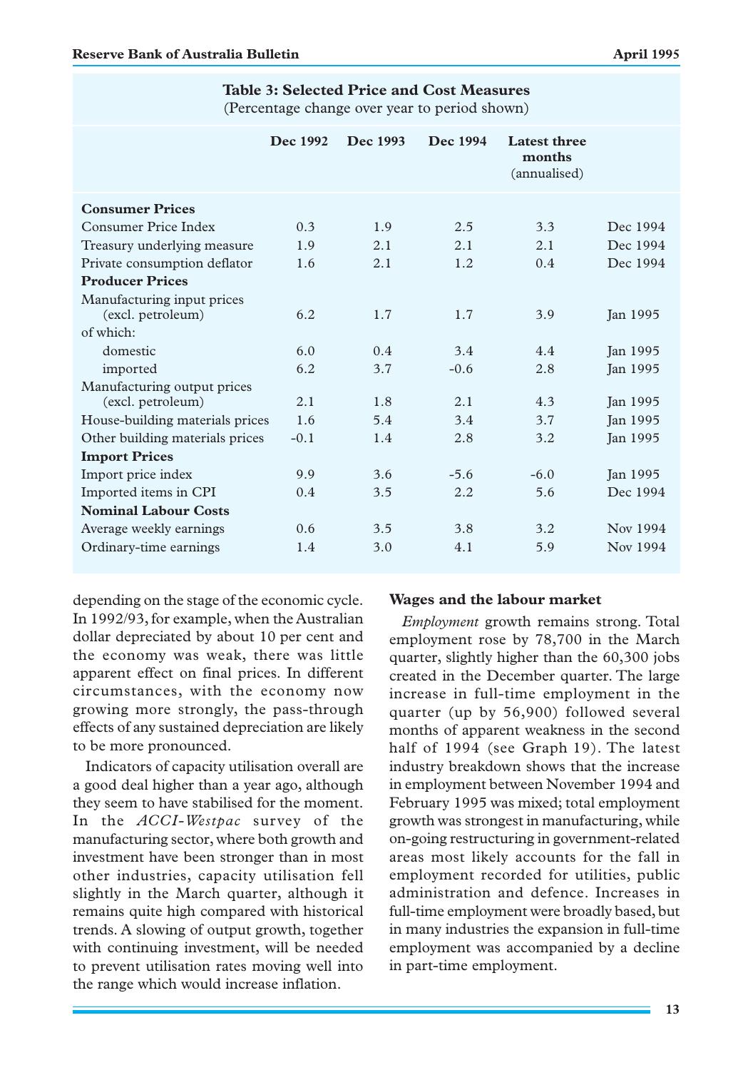**Table 3: Selected Price and Cost Measures**
(Percentage change over year to period shown)

| | Dec 1992 | Dec 1993 | Dec 1994 | Latest three months (annualised) | |
|---|---|---|---|---|---|
| **Consumer Prices** | | | | | |
| Consumer Price Index | 0.3 | 1.9 | 2.5 | 3.3 | Dec 1994 |
| Treasury underlying measure | 1.9 | 2.1 | 2.1 | 2.1 | Dec 1994 |
| Private consumption deflator | 1.6 | 2.1 | 1.2 | 0.4 | Dec 1994 |
| **Producer Prices** | | | | | |
| Manufacturing input prices (excl. petroleum) | 6.2 | 1.7 | 1.7 | 3.9 | Jan 1995 |
| of which: | | | | | |
| domestic | 6.0 | 0.4 | 3.4 | 4.4 | Jan 1995 |
| imported | 6.2 | 3.7 | -0.6 | 2.8 | Jan 1995 |
| Manufacturing output prices (excl. petroleum) | 2.1 | 1.8 | 2.1 | 4.3 | Jan 1995 |
| House-building materials prices | 1.6 | 5.4 | 3.4 | 3.7 | Jan 1995 |
| Other building materials prices | -0.1 | 1.4 | 2.8 | 3.2 | Jan 1995 |
| **Import Prices** | | | | | |
| Import price index | 9.9 | 3.6 | -5.6 | -6.0 | Jan 1995 |
| Imported items in CPI | 0.4 | 3.5 | 2.2 | 5.6 | Dec 1994 |
| **Nominal Labour Costs** | | | | | |
| Average weekly earnings | 0.6 | 3.5 | 3.8 | 3.2 | Nov 1994 |
| Ordinary-time earnings | 1.4 | 3.0 | 4.1 | 5.9 | Nov 1994 |

depending on the stage of the economic cycle. In 1992/93, for example, when the Australian dollar depreciated by about 10 per cent and the economy was weak, there was little apparent effect on final prices. In different circumstances, with the economy now growing more strongly, the pass-through effects of any sustained depreciation are likely to be more pronounced.

Indicators of capacity utilisation overall are a good deal higher than a year ago, although they seem to have stabilised for the moment. In the *ACCI-Westpac* survey of the manufacturing sector, where both growth and investment have been stronger than in most other industries, capacity utilisation fell slightly in the March quarter, although it remains quite high compared with historical trends. A slowing of output growth, together with continuing investment, will be needed to prevent utilisation rates moving well into the range which would increase inflation.

## Wages and the labour market

*Employment* growth remains strong. Total employment rose by 78,700 in the March quarter, slightly higher than the 60,300 jobs created in the December quarter. The large increase in full-time employment in the quarter (up by 56,900) followed several months of apparent weakness in the second half of 1994 (see Graph 19). The latest industry breakdown shows that the increase in employment between November 1994 and February 1995 was mixed; total employment growth was strongest in manufacturing, while on-going restructuring in government-related areas most likely accounts for the fall in employment recorded for utilities, public administration and defence. Increases in full-time employment were broadly based, but in many industries the expansion in full-time employment was accompanied by a decline in part-time employment.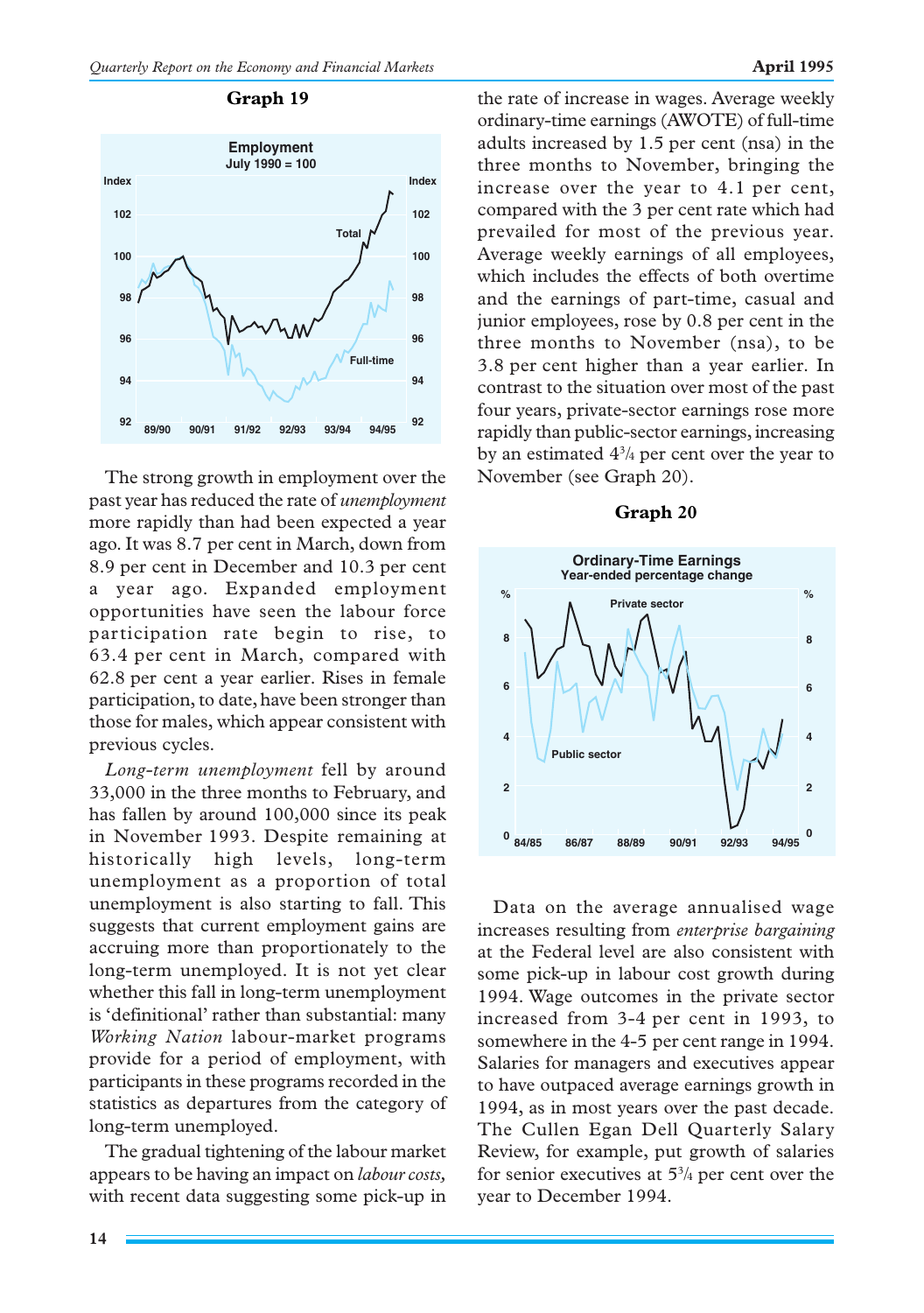**Graph 19**

The strong growth in employment over the past year has reduced the rate of *unemployment* more rapidly than had been expected a year ago. It was 8.7 per cent in March, down from 8.9 per cent in December and 10.3 per cent a year ago. Expanded employment opportunities have seen the labour force participation rate begin to rise, to 63.4 per cent in March, compared with 62.8 per cent a year earlier. Rises in female participation, to date, have been stronger than those for males, which appear consistent with previous cycles.

*Long-term unemployment* fell by around 33,000 in the three months to February, and has fallen by around 100,000 since its peak in November 1993. Despite remaining at historically high levels, long-term unemployment as a proportion of total unemployment is also starting to fall. This suggests that current employment gains are accruing more than proportionately to the long-term unemployed. It is not yet clear whether this fall in long-term unemployment is 'definitional' rather than substantial: many *Working Nation* labour-market programs provide for a period of employment, with participants in these programs recorded in the statistics as departures from the category of long-term unemployed.

The gradual tightening of the labour market appears to be having an impact on *labour costs,* with recent data suggesting some pick-up in the rate of increase in wages. Average weekly ordinary-time earnings (AWOTE) of full-time adults increased by 1.5 per cent (nsa) in the three months to November, bringing the increase over the year to 4.1 per cent, compared with the 3 per cent rate which had prevailed for most of the previous year. Average weekly earnings of all employees, which includes the effects of both overtime and the earnings of part-time, casual and junior employees, rose by 0.8 per cent in the three months to November (nsa), to be 3.8 per cent higher than a year earlier. In contrast to the situation over most of the past four years, private-sector earnings rose more rapidly than public-sector earnings, increasing by an estimated 4¾ per cent over the year to November (see Graph 20).

**Graph 20**

Data on the average annualised wage increases resulting from *enterprise bargaining* at the Federal level are also consistent with some pick-up in labour cost growth during 1994. Wage outcomes in the private sector increased from 3-4 per cent in 1993, to somewhere in the 4-5 per cent range in 1994. Salaries for managers and executives appear to have outpaced average earnings growth in 1994, as in most years over the past decade. The Cullen Egan Dell Quarterly Salary Review, for example, put growth of salaries for senior executives at 5¾ per cent over the year to December 1994.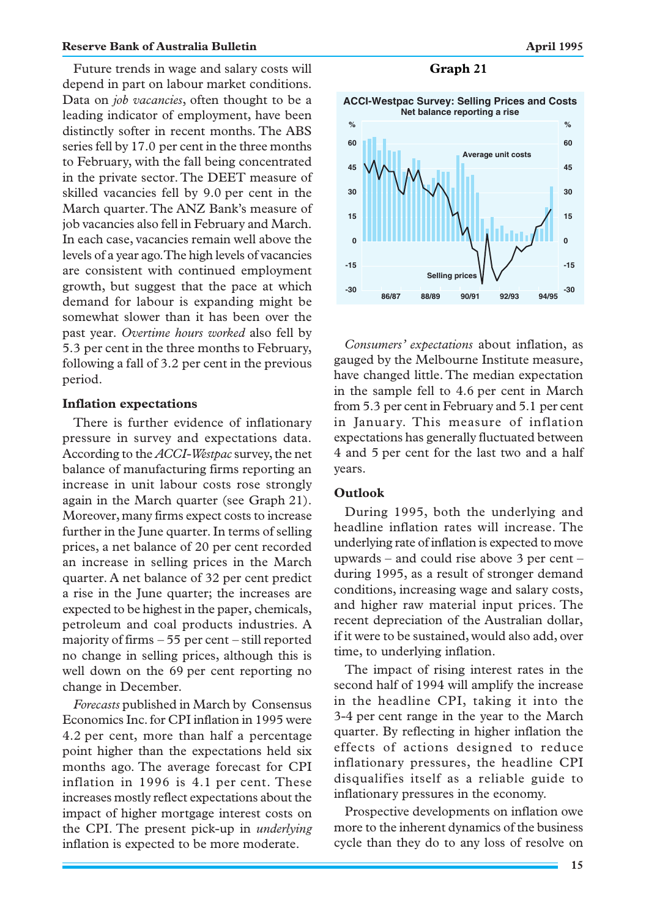Future trends in wage and salary costs will depend in part on labour market conditions. Data on *job vacancies*, often thought to be a leading indicator of employment, have been distinctly softer in recent months. The ABS series fell by 17.0 per cent in the three months to February, with the fall being concentrated in the private sector. The DEET measure of skilled vacancies fell by 9.0 per cent in the March quarter. The ANZ Bank's measure of job vacancies also fell in February and March. In each case, vacancies remain well above the levels of a year ago. The high levels of vacancies are consistent with continued employment growth, but suggest that the pace at which demand for labour is expanding might be somewhat slower than it has been over the past year. *Overtime hours worked* also fell by 5.3 per cent in the three months to February, following a fall of 3.2 per cent in the previous period.

### Inflation expectations

There is further evidence of inflationary pressure in survey and expectations data. According to the *ACCI-Westpac* survey, the net balance of manufacturing firms reporting an increase in unit labour costs rose strongly again in the March quarter (see Graph 21). Moreover, many firms expect costs to increase further in the June quarter. In terms of selling prices, a net balance of 20 per cent recorded an increase in selling prices in the March quarter. A net balance of 32 per cent predict a rise in the June quarter; the increases are expected to be highest in the paper, chemicals, petroleum and coal products industries. A majority of firms – 55 per cent – still reported no change in selling prices, although this is well down on the 69 per cent reporting no change in December.

*Forecasts* published in March by Consensus Economics Inc. for CPI inflation in 1995 were 4.2 per cent, more than half a percentage point higher than the expectations held six months ago. The average forecast for CPI inflation in 1996 is 4.1 per cent. These increases mostly reflect expectations about the impact of higher mortgage interest costs on the CPI. The present pick-up in *underlying* inflation is expected to be more moderate.

**Graph 21**

**ACCI-Westpac Survey: Selling Prices and Costs**
Net balance reporting a rise

*Consumers' expectations* about inflation, as gauged by the Melbourne Institute measure, have changed little. The median expectation in the sample fell to 4.6 per cent in March from 5.3 per cent in February and 5.1 per cent in January. This measure of inflation expectations has generally fluctuated between 4 and 5 per cent for the last two and a half years.

### Outlook

During 1995, both the underlying and headline inflation rates will increase. The underlying rate of inflation is expected to move upwards – and could rise above 3 per cent – during 1995, as a result of stronger demand conditions, increasing wage and salary costs, and higher raw material input prices. The recent depreciation of the Australian dollar, if it were to be sustained, would also add, over time, to underlying inflation.

The impact of rising interest rates in the second half of 1994 will amplify the increase in the headline CPI, taking it into the 3-4 per cent range in the year to the March quarter. By reflecting in higher inflation the effects of actions designed to reduce inflationary pressures, the headline CPI disqualifies itself as a reliable guide to inflationary pressures in the economy.

Prospective developments on inflation owe more to the inherent dynamics of the business cycle than they do to any loss of resolve on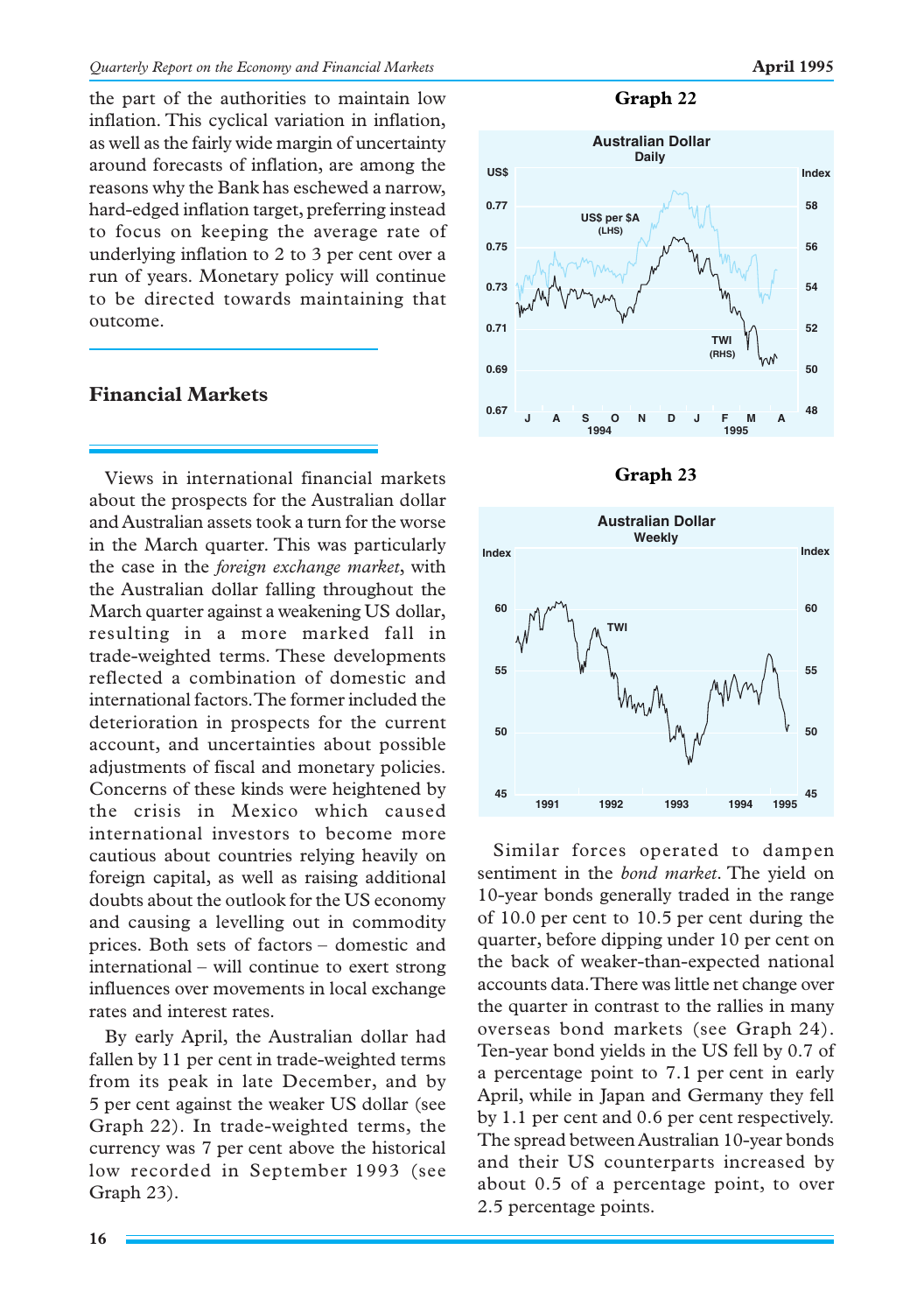the part of the authorities to maintain low inflation. This cyclical variation in inflation, as well as the fairly wide margin of uncertainty around forecasts of inflation, are among the reasons why the Bank has eschewed a narrow, hard-edged inflation target, preferring instead to focus on keeping the average rate of underlying inflation to 2 to 3 per cent over a run of years. Monetary policy will continue to be directed towards maintaining that outcome.

## Financial Markets

Views in international financial markets about the prospects for the Australian dollar and Australian assets took a turn for the worse in the March quarter. This was particularly the case in the *foreign exchange market*, with the Australian dollar falling throughout the March quarter against a weakening US dollar, resulting in a more marked fall in trade-weighted terms. These developments reflected a combination of domestic and international factors. The former included the deterioration in prospects for the current account, and uncertainties about possible adjustments of fiscal and monetary policies. Concerns of these kinds were heightened by the crisis in Mexico which caused international investors to become more cautious about countries relying heavily on foreign capital, as well as raising additional doubts about the outlook for the US economy and causing a levelling out in commodity prices. Both sets of factors – domestic and international – will continue to exert strong influences over movements in local exchange rates and interest rates.

By early April, the Australian dollar had fallen by 11 per cent in trade-weighted terms from its peak in late December, and by 5 per cent against the weaker US dollar (see Graph 22). In trade-weighted terms, the currency was 7 per cent above the historical low recorded in September 1993 (see Graph 23).

**Graph 22**

**Graph 23**

Similar forces operated to dampen sentiment in the *bond market*. The yield on 10-year bonds generally traded in the range of 10.0 per cent to 10.5 per cent during the quarter, before dipping under 10 per cent on the back of weaker-than-expected national accounts data. There was little net change over the quarter in contrast to the rallies in many overseas bond markets (see Graph 24). Ten-year bond yields in the US fell by 0.7 of a percentage point to 7.1 per cent in early April, while in Japan and Germany they fell by 1.1 per cent and 0.6 per cent respectively. The spread between Australian 10-year bonds and their US counterparts increased by about 0.5 of a percentage point, to over 2.5 percentage points.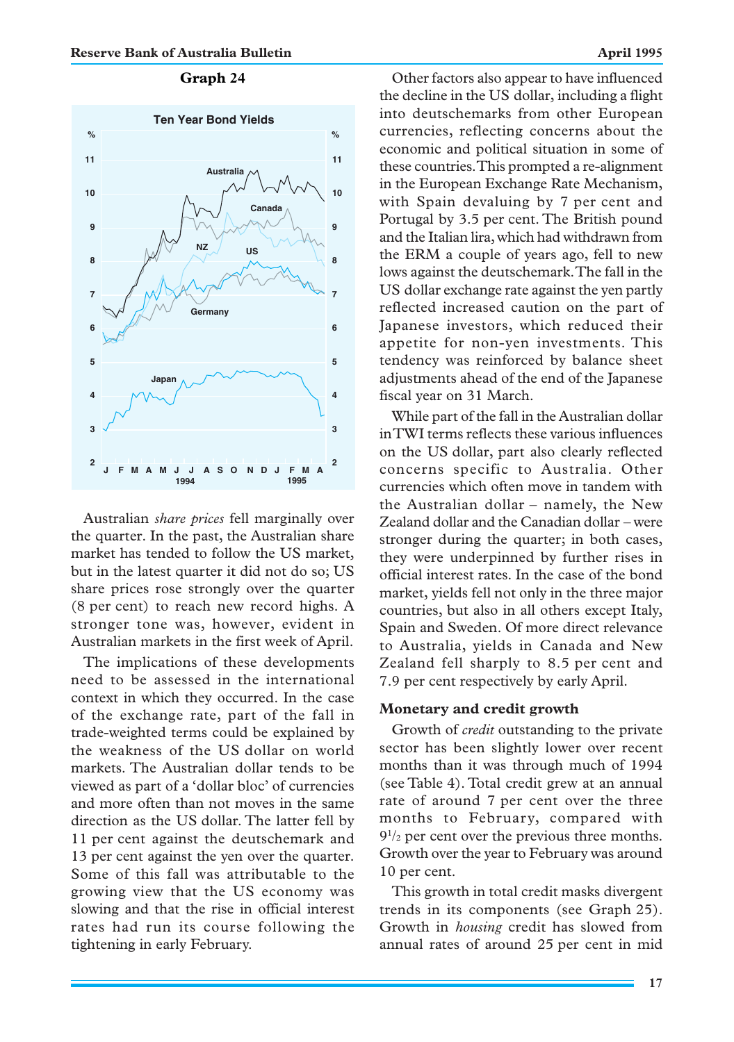**Graph 24**

**Ten Year Bond Yields**

Australian *share prices* fell marginally over the quarter. In the past, the Australian share market has tended to follow the US market, but in the latest quarter it did not do so; US share prices rose strongly over the quarter (8 per cent) to reach new record highs. A stronger tone was, however, evident in Australian markets in the first week of April.

The implications of these developments need to be assessed in the international context in which they occurred. In the case of the exchange rate, part of the fall in trade-weighted terms could be explained by the weakness of the US dollar on world markets. The Australian dollar tends to be viewed as part of a 'dollar bloc' of currencies and more often than not moves in the same direction as the US dollar. The latter fell by 11 per cent against the deutschemark and 13 per cent against the yen over the quarter. Some of this fall was attributable to the growing view that the US economy was slowing and that the rise in official interest rates had run its course following the tightening in early February.

Other factors also appear to have influenced the decline in the US dollar, including a flight into deutschemarks from other European currencies, reflecting concerns about the economic and political situation in some of these countries. This prompted a re-alignment in the European Exchange Rate Mechanism, with Spain devaluing by 7 per cent and Portugal by 3.5 per cent. The British pound and the Italian lira, which had withdrawn from the ERM a couple of years ago, fell to new lows against the deutschemark. The fall in the US dollar exchange rate against the yen partly reflected increased caution on the part of Japanese investors, which reduced their appetite for non-yen investments. This tendency was reinforced by balance sheet adjustments ahead of the end of the Japanese fiscal year on 31 March.

While part of the fall in the Australian dollar in TWI terms reflects these various influences on the US dollar, part also clearly reflected concerns specific to Australia. Other currencies which often move in tandem with the Australian dollar – namely, the New Zealand dollar and the Canadian dollar – were stronger during the quarter; in both cases, they were underpinned by further rises in official interest rates. In the case of the bond market, yields fell not only in the three major countries, but also in all others except Italy, Spain and Sweden. Of more direct relevance to Australia, yields in Canada and New Zealand fell sharply to 8.5 per cent and 7.9 per cent respectively by early April.

## Monetary and credit growth

Growth of *credit* outstanding to the private sector has been slightly lower over recent months than it was through much of 1994 (see Table 4). Total credit grew at an annual rate of around 7 per cent over the three months to February, compared with 9½ per cent over the previous three months. Growth over the year to February was around 10 per cent.

This growth in total credit masks divergent trends in its components (see Graph 25). Growth in *housing* credit has slowed from annual rates of around 25 per cent in mid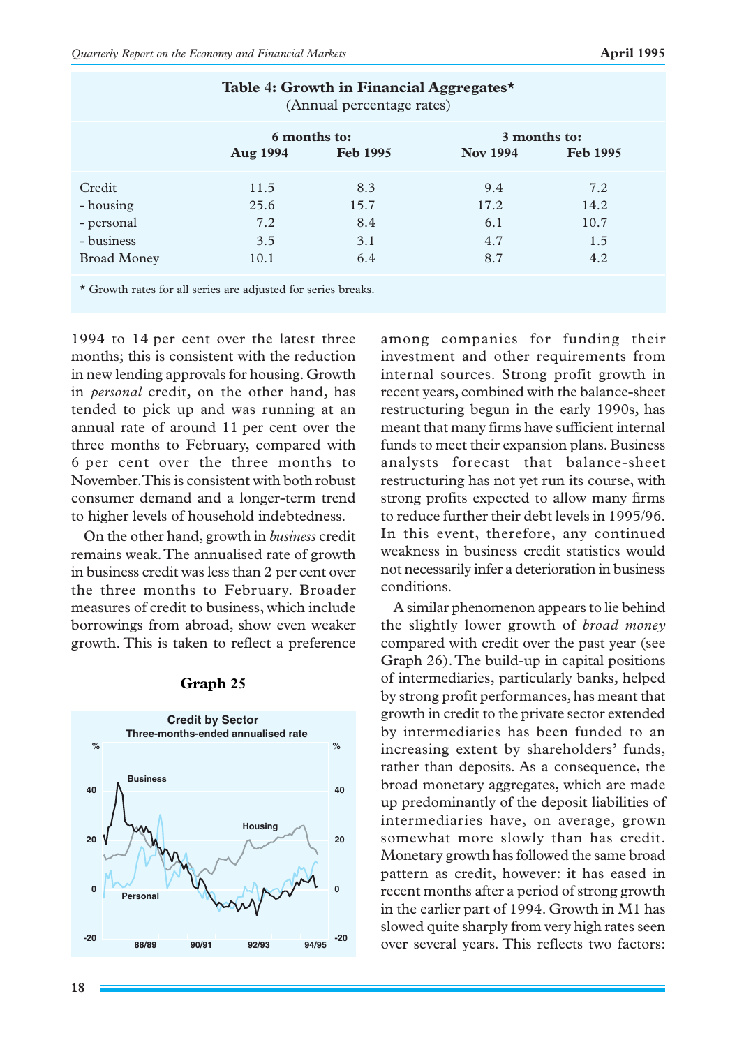**Table 4: Growth in Financial Aggregates***
(Annual percentage rates)

| | 6 months to: | | 3 months to: | |
|---|---|---|---|---|
| | Aug 1994 | Feb 1995 | Nov 1994 | Feb 1995 |
| Credit | 11.5 | 8.3 | 9.4 | 7.2 |
| - housing | 25.6 | 15.7 | 17.2 | 14.2 |
| - personal | 7.2 | 8.4 | 6.1 | 10.7 |
| - business | 3.5 | 3.1 | 4.7 | 1.5 |
| Broad Money | 10.1 | 6.4 | 8.7 | 4.2 |

\* Growth rates for all series are adjusted for series breaks.

1994 to 14 per cent over the latest three months; this is consistent with the reduction in new lending approvals for housing. Growth in *personal* credit, on the other hand, has tended to pick up and was running at an annual rate of around 11 per cent over the three months to February, compared with 6 per cent over the three months to November. This is consistent with both robust consumer demand and a longer-term trend to higher levels of household indebtedness.

On the other hand, growth in *business* credit remains weak. The annualised rate of growth in business credit was less than 2 per cent over the three months to February. Broader measures of credit to business, which include borrowings from abroad, show even weaker growth. This is taken to reflect a preference among companies for funding their investment and other requirements from internal sources. Strong profit growth in recent years, combined with the balance-sheet restructuring begun in the early 1990s, has meant that many firms have sufficient internal funds to meet their expansion plans. Business analysts forecast that balance-sheet restructuring has not yet run its course, with strong profits expected to allow many firms to reduce further their debt levels in 1995/96. In this event, therefore, any continued weakness in business credit statistics would not necessarily infer a deterioration in business conditions.

**Graph 25**

Credit by Sector
Three-months-ended annualised rate

A similar phenomenon appears to lie behind the slightly lower growth of *broad money* compared with credit over the past year (see Graph 26). The build-up in capital positions of intermediaries, particularly banks, helped by strong profit performances, has meant that growth in credit to the private sector extended by intermediaries has been funded to an increasing extent by shareholders' funds, rather than deposits. As a consequence, the broad monetary aggregates, which are made up predominantly of the deposit liabilities of intermediaries have, on average, grown somewhat more slowly than has credit. Monetary growth has followed the same broad pattern as credit, however: it has eased in recent months after a period of strong growth in the earlier part of 1994. Growth in M1 has slowed quite sharply from very high rates seen over several years. This reflects two factors: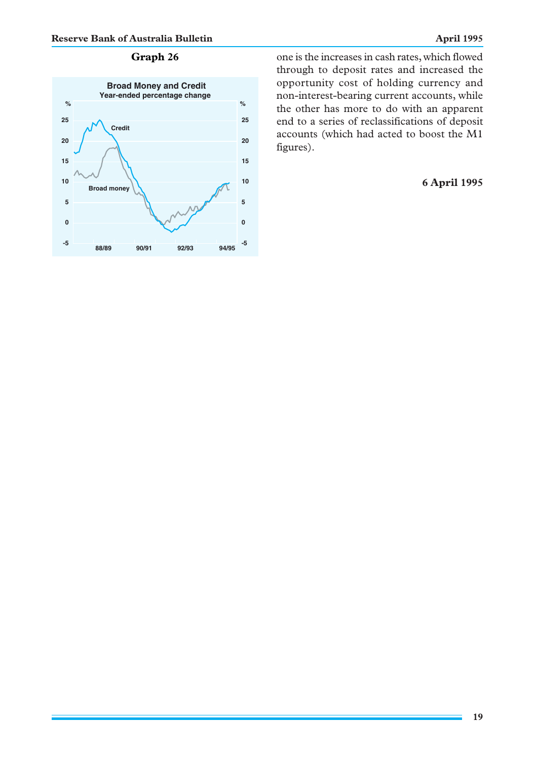**Graph 26**

Broad Money and Credit
Year-ended percentage change

%
25
20
15
10
5
0
-5

Credit
Broad money

88/89 90/91 92/93 94/95

one is the increases in cash rates, which flowed through to deposit rates and increased the opportunity cost of holding currency and non-interest-bearing current accounts, while the other has more to do with an apparent end to a series of reclassifications of deposit accounts (which had acted to boost the M1 figures).

**6 April 1995**